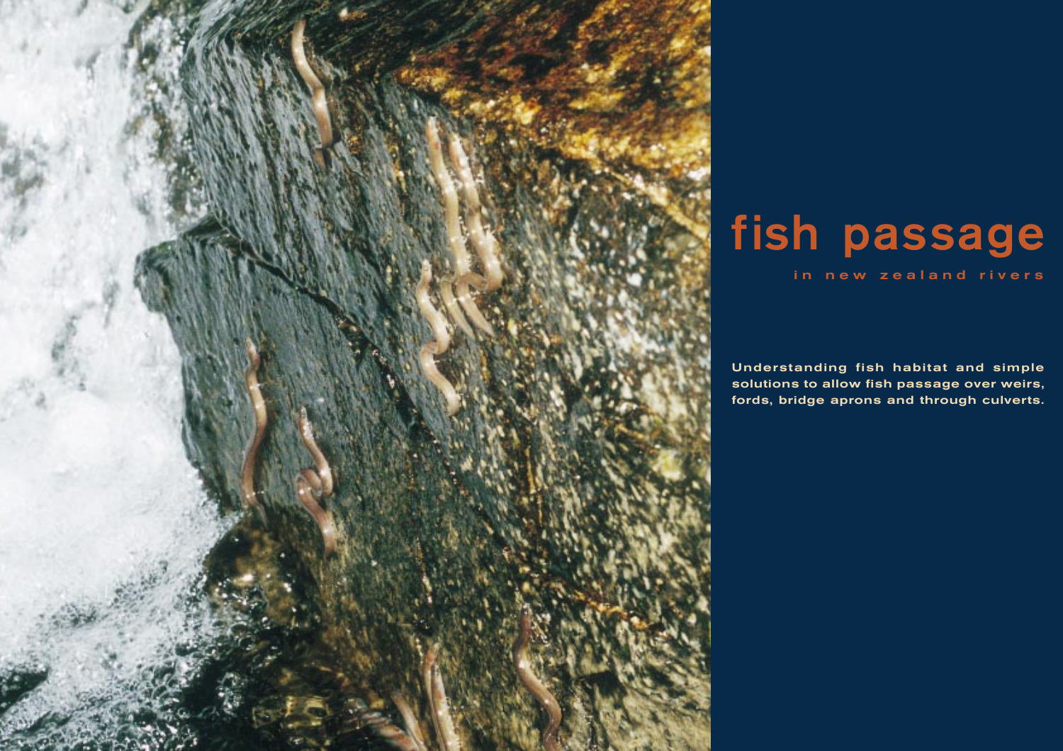# fish passage

## in new zealand rivers

**Understanding fish habitat and simple solutions to allow fish passage over weirs, fords, bridge aprons and through culverts.**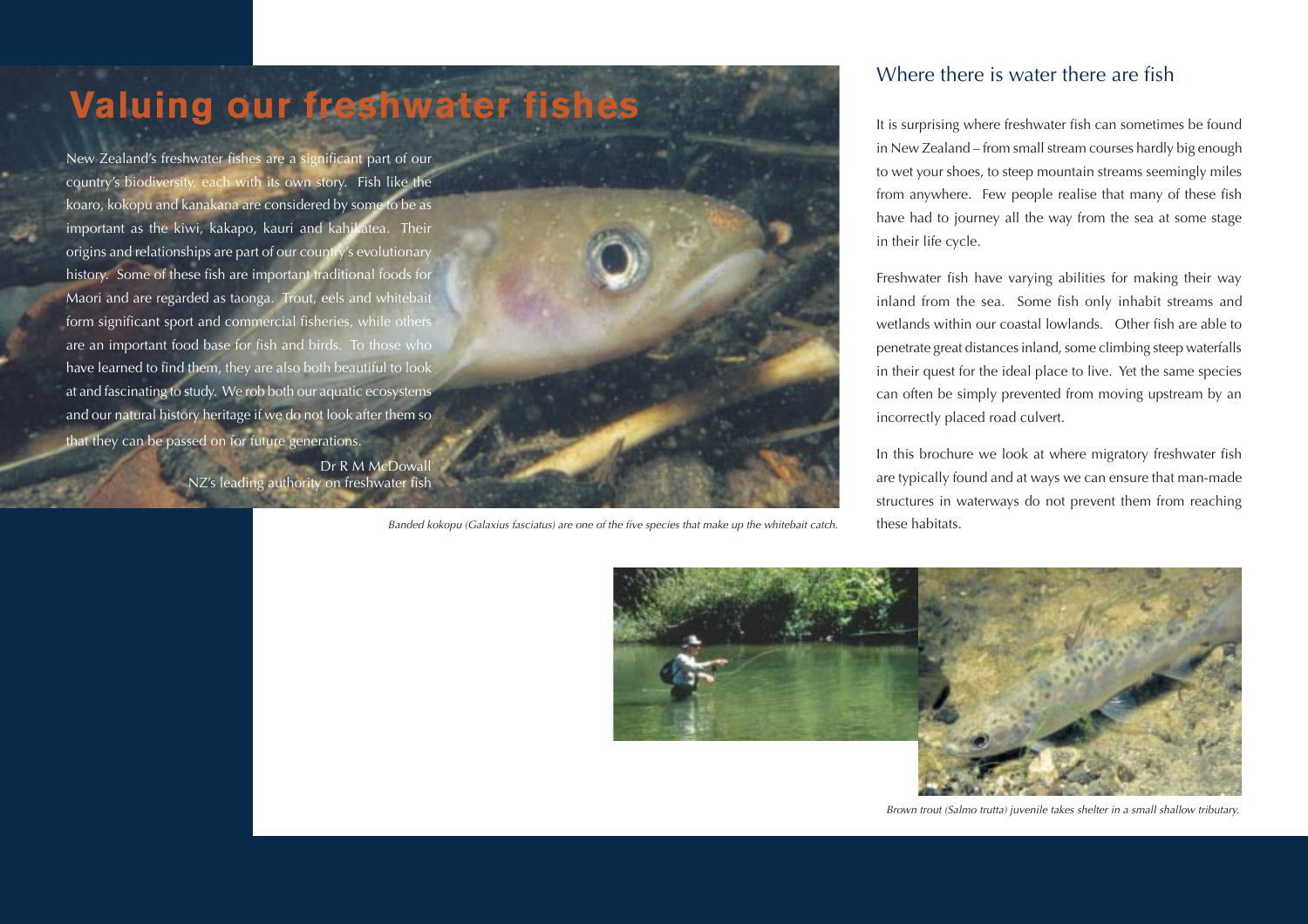# Valuing our freshwater fishes

New Zealand's freshwater fishes are a significant part of our country's biodiversity, each with its own story. Fish like the koaro, kokopu and kanakana are considered by some to be as important as the kiwi, kakapo, kauri and kahikatea. Their origins and relationships are part of our country's evolutionary history. Some of these fish are important traditional foods for Maori and are regarded as taonga. Trout, eels and whitebait form significant sport and commercial fisheries, while others are an important food base for fish and birds. To those who have learned to find them, they are also both beautiful to look at and fascinating to study. We rob both our aquatic ecosystems and our natural history heritage if we do not look after them so that they can be passed on for future generations.

Dr R M McDowall
NZ's leading authority on freshwater fish

*Banded kokopu (Galaxius fasciatus) are one of the five species that make up the whitebait catch.*

## Where there is water there are fish

It is surprising where freshwater fish can sometimes be found in New Zealand – from small stream courses hardly big enough to wet your shoes, to steep mountain streams seemingly miles from anywhere. Few people realise that many of these fish have had to journey all the way from the sea at some stage in their life cycle.

Freshwater fish have varying abilities for making their way inland from the sea. Some fish only inhabit streams and wetlands within our coastal lowlands. Other fish are able to penetrate great distances inland, some climbing steep waterfalls in their quest for the ideal place to live. Yet the same species can often be simply prevented from moving upstream by an incorrectly placed road culvert.

In this brochure we look at where migratory freshwater fish are typically found and at ways we can ensure that man-made structures in waterways do not prevent them from reaching these habitats.

*Brown trout (Salmo trutta) juvenile takes shelter in a small shallow tributary.*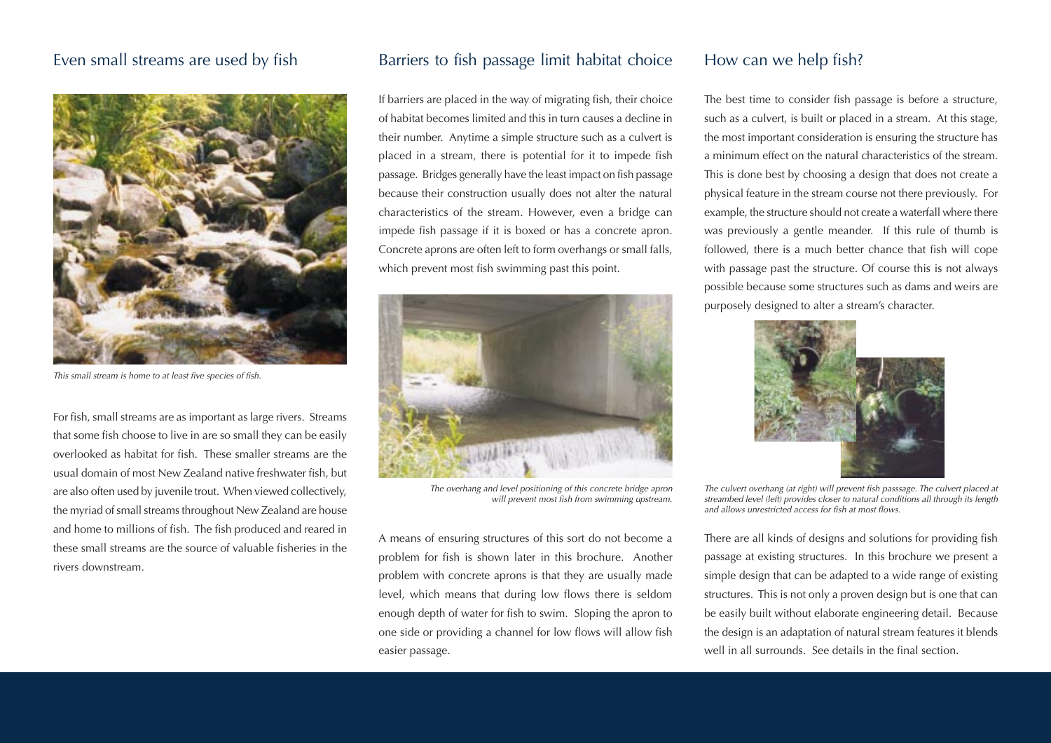## Even small streams are used by fish

*This small stream is home to at least five species of fish.*

For fish, small streams are as important as large rivers. Streams that some fish choose to live in are so small they can be easily overlooked as habitat for fish. These smaller streams are the usual domain of most New Zealand native freshwater fish, but are also often used by juvenile trout. When viewed collectively, the myriad of small streams throughout New Zealand are house and home to millions of fish. The fish produced and reared in these small streams are the source of valuable fisheries in the rivers downstream.

## Barriers to fish passage limit habitat choice

If barriers are placed in the way of migrating fish, their choice of habitat becomes limited and this in turn causes a decline in their number. Anytime a simple structure such as a culvert is placed in a stream, there is potential for it to impede fish passage. Bridges generally have the least impact on fish passage because their construction usually does not alter the natural characteristics of the stream. However, even a bridge can impede fish passage if it is boxed or has a concrete apron. Concrete aprons are often left to form overhangs or small falls, which prevent most fish swimming past this point.

*The overhang and level positioning of this concrete bridge apron will prevent most fish from swimming upstream.*

A means of ensuring structures of this sort do not become a problem for fish is shown later in this brochure. Another problem with concrete aprons is that they are usually made level, which means that during low flows there is seldom enough depth of water for fish to swim. Sloping the apron to one side or providing a channel for low flows will allow fish easier passage.

## How can we help fish?

The best time to consider fish passage is before a structure, such as a culvert, is built or placed in a stream. At this stage, the most important consideration is ensuring the structure has a minimum effect on the natural characteristics of the stream. This is done best by choosing a design that does not create a physical feature in the stream course not there previously. For example, the structure should not create a waterfall where there was previously a gentle meander. If this rule of thumb is followed, there is a much better chance that fish will cope with passage past the structure. Of course this is not always possible because some structures such as dams and weirs are purposely designed to alter a stream's character.

*The culvert overhang (at right) will prevent fish passsage. The culvert placed at streambed level (left) provides closer to natural conditions all through its length and allows unrestricted access for fish at most flows.*

There are all kinds of designs and solutions for providing fish passage at existing structures. In this brochure we present a simple design that can be adapted to a wide range of existing structures. This is not only a proven design but is one that can be easily built without elaborate engineering detail. Because the design is an adaptation of natural stream features it blends well in all surrounds. See details in the final section.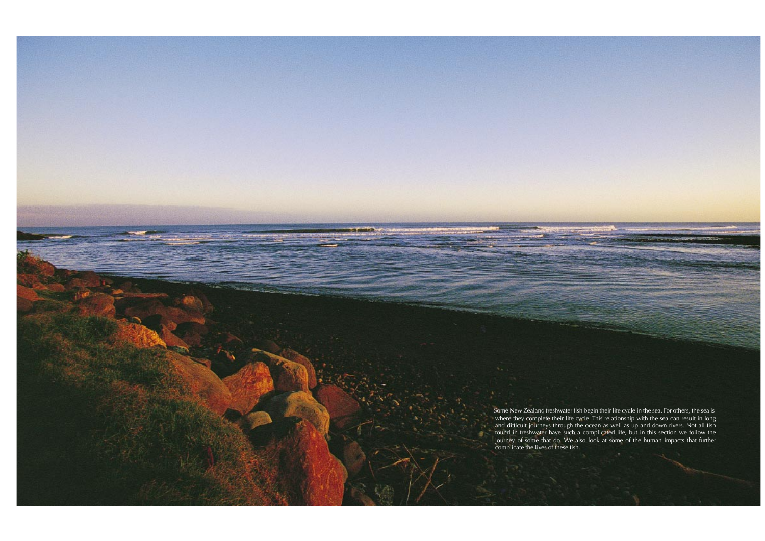Some New Zealand freshwater fish begin their life cycle in the sea. For others, the sea is where they complete their life cycle. This relationship with the sea can result in long and difficult journeys through the ocean as well as up and down rivers. Not all fish found in freshwater have such a complicated life, but in this section we follow the journey of some that do. We also look at some of the human impacts that further complicate the lives of these fish.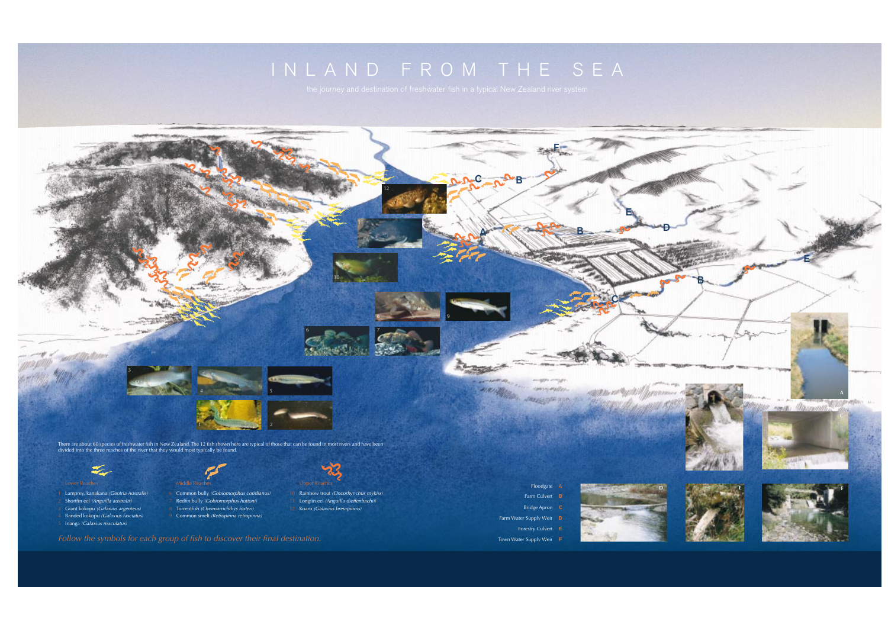# INLAND FROM THE SEA

the journey and destination of freshwater fish in a typical New Zealand river system

There are about 60 species of freshwater fish in New Zealand. The 12 fish shown here are typical of those that can be found in most rivers and have been divided into the three reaches of the river that they would most typically be found.

**Lower Reaches**

1. Lamprey, kanakana *(Geotria Australis)*
2. Shortfin eel *(Anguilla australis)*
3. Giant kokopu *(Galaxius argenteus)*
4. Banded kokopu *(Galaxius fasciatus)*
5. Inanga *(Galaxius maculatus)*

**Middle Reaches**

6. Common bully *(Gobiomorphus cotidianus)*
7. Redfin bully *(Gobiomorphus huttoni)*
8. Torrentfish *(Cheimarrichthys fosteri)*
9. Common smelt *(Retropinna retropinna)*

**Upper Reaches**

10. Rainbow trout *(Oncorhynchus mykiss)*
11. Longfin eel *(Anguilla dieffenbachii)*
12. Koaro *(Galaxius brevipinnis)*

*Follow the symbols for each group of fish to discover their final destination.*

- Floodgate **A**
- Farm Culvert **B**
- Bridge Apron **C**
- Farm Water Supply Weir **D**
- Forestry Culvert **E**
- Town Water Supply Weir **F**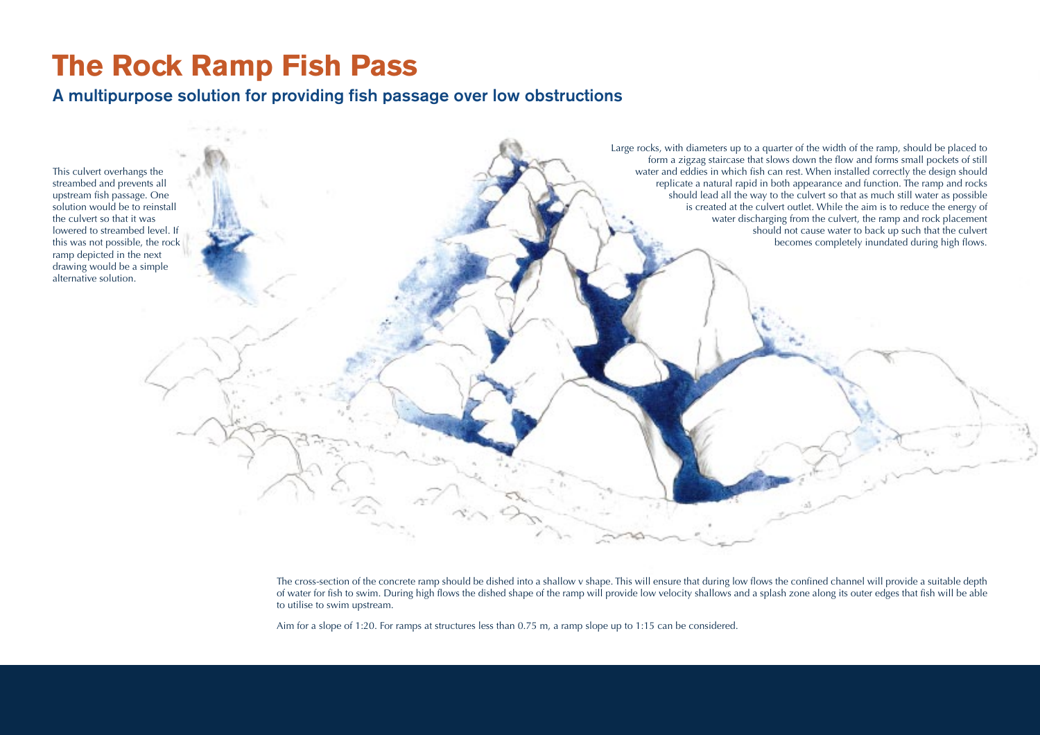# The Rock Ramp Fish Pass

## A multipurpose solution for providing fish passage over low obstructions

This culvert overhangs the streambed and prevents all upstream fish passage. One solution would be to reinstall the culvert so that it was lowered to streambed level. If this was not possible, the rock ramp depicted in the next drawing would be a simple alternative solution.

Large rocks, with diameters up to a quarter of the width of the ramp, should be placed to form a zigzag staircase that slows down the flow and forms small pockets of still water and eddies in which fish can rest. When installed correctly the design should replicate a natural rapid in both appearance and function. The ramp and rocks should lead all the way to the culvert so that as much still water as possible is created at the culvert outlet. While the aim is to reduce the energy of water discharging from the culvert, the ramp and rock placement should not cause water to back up such that the culvert becomes completely inundated during high flows.

The cross-section of the concrete ramp should be dished into a shallow v shape. This will ensure that during low flows the confined channel will provide a suitable depth of water for fish to swim. During high flows the dished shape of the ramp will provide low velocity shallows and a splash zone along its outer edges that fish will be able to utilise to swim upstream.

Aim for a slope of 1:20. For ramps at structures less than 0.75 m, a ramp slope up to 1:15 can be considered.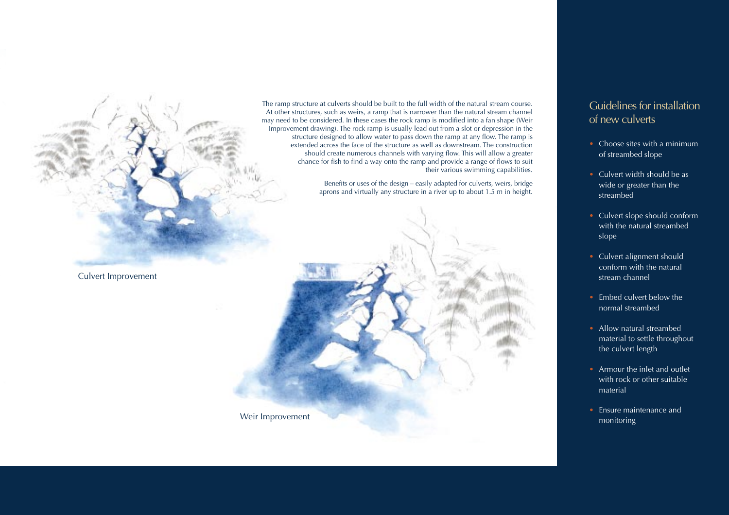The ramp structure at culverts should be built to the full width of the natural stream course. At other structures, such as weirs, a ramp that is narrower than the natural stream channel may need to be considered. In these cases the rock ramp is modified into a fan shape (Weir Improvement drawing). The rock ramp is usually lead out from a slot or depression in the structure designed to allow water to pass down the ramp at any flow. The ramp is extended across the face of the structure as well as downstream. The construction should create numerous channels with varying flow. This will allow a greater chance for fish to find a way onto the ramp and provide a range of flows to suit their various swimming capabilities.

Benefits or uses of the design – easily adapted for culverts, weirs, bridge aprons and virtually any structure in a river up to about 1.5 m in height.

Culvert Improvement

Weir Improvement

## Guidelines for installation of new culverts

- Choose sites with a minimum of streambed slope
- Culvert width should be as wide or greater than the streambed
- Culvert slope should conform with the natural streambed slope
- Culvert alignment should conform with the natural stream channel
- Embed culvert below the normal streambed
- Allow natural streambed material to settle throughout the culvert length
- Armour the inlet and outlet with rock or other suitable material
- Ensure maintenance and monitoring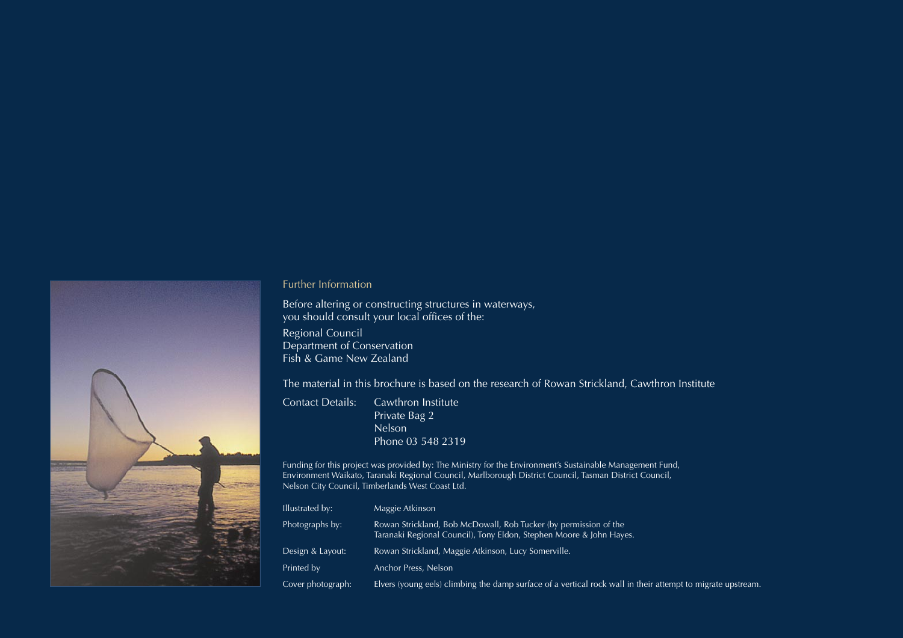## Further Information

Before altering or constructing structures in waterways, you should consult your local offices of the:

Regional Council
Department of Conservation
Fish & Game New Zealand

The material in this brochure is based on the research of Rowan Strickland, Cawthron Institute

Contact Details: Cawthron Institute
Private Bag 2
Nelson
Phone 03 548 2319

Funding for this project was provided by: The Ministry for the Environment's Sustainable Management Fund, Environment Waikato, Taranaki Regional Council, Marlborough District Council, Tasman District Council, Nelson City Council, Timberlands West Coast Ltd.

| | |
|---|---|
| Illustrated by: | Maggie Atkinson |
| Photographs by: | Rowan Strickland, Bob McDowall, Rob Tucker (by permission of the Taranaki Regional Council), Tony Eldon, Stephen Moore & John Hayes. |
| Design & Layout: | Rowan Strickland, Maggie Atkinson, Lucy Somerville. |
| Printed by | Anchor Press, Nelson |
| Cover photograph: | Elvers (young eels) climbing the damp surface of a vertical rock wall in their attempt to migrate upstream. |